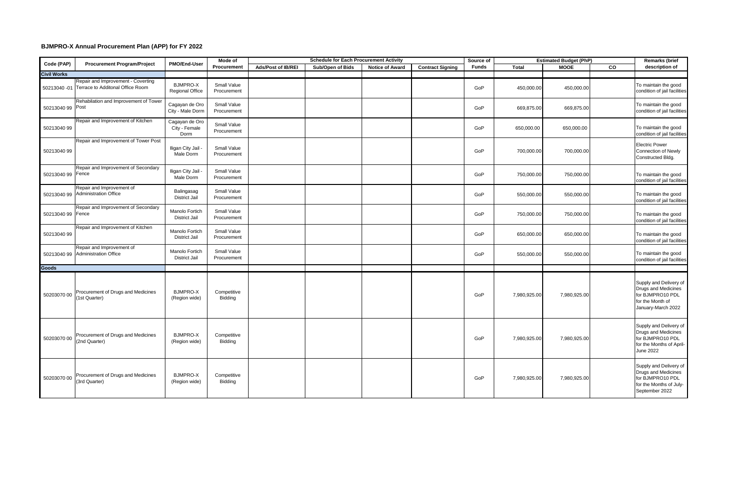# BJMPRO-X Annual Procurement Plan (APP) for FY 2022

| Code (PAP) | Procurement Program/Project | PMO/End-User | Mode of Procurement | Schedule for Each Procurement Activity | | | | Source of Funds | Estimated Budget (PhP) | | | Remarks (brief description of |
|---|---|---|---|---|---|---|---|---|---|---|---|---|
| | | | | Ads/Post of IB/REI | Sub/Open of Bids | Notice of Award | Contract Signing | | Total | MOOE | CO | |
| **Civil Works** | | | | | | | | | | | | |
| 50213040 -01 | Repair and Improvement - Coverting Terrace to Additonal Office Room | BJMPRO-X Regional Office | Small Value Procurement | | | | | GoP | 450,000.00 | 450,000.00 | | To maintain the good condition of jail facilities |
| 50213040 99 | Rehabilation and Improvement of Tower Post | Cagayan de Oro City - Male Dorm | Small Value Procurement | | | | | GoP | 669,875.00 | 669,875.00 | | To maintain the good condition of jail facilities |
| 50213040 99 | Repair and Improvement of Kitchen | Cagayan de Oro City - Female Dorm | Small Value Procurement | | | | | GoP | 650,000.00 | 650,000.00 | | To maintain the good condition of jail facilities |
| 50213040 99 | Repair and Improvement of Tower Post | Iligan City Jail - Male Dorm | Small Value Procurement | | | | | GoP | 700,000.00 | 700,000.00 | | Electric Power Connection of Newly Constructed Bldg. |
| 50213040 99 | Repair and Improvement of Secondary Fence | Iligan City Jail - Male Dorm | Small Value Procurement | | | | | GoP | 750,000.00 | 750,000.00 | | To maintain the good condition of jail facilities |
| 50213040 99 | Repair and Improvement of Administration Office | Balingasag District Jail | Small Value Procurement | | | | | GoP | 550,000.00 | 550,000.00 | | To maintain the good condition of jail facilities |
| 50213040 99 | Repair and Improvement of Secondary Fence | Manolo Fortich District Jail | Small Value Procurement | | | | | GoP | 750,000.00 | 750,000.00 | | To maintain the good condition of jail facilities |
| 50213040 99 | Repair and Improvement of Kitchen | Manolo Fortich District Jail | Small Value Procurement | | | | | GoP | 650,000.00 | 650,000.00 | | To maintain the good condition of jail facilities |
| 50213040 99 | Repair and Improvement of Administration Office | Manolo Fortich District Jail | Small Value Procurement | | | | | GoP | 550,000.00 | 550,000.00 | | To maintain the good condition of jail facilities |
| **Goods** | | | | | | | | | | | | |
| 50203070 00 | Procurement of Drugs and Medicines (1st Quarter) | BJMPRO-X (Region wide) | Competitive Bidding | | | | | GoP | 7,980,925.00 | 7,980,925.00 | | Supply and Delivery of Drugs and Medicines for BJMPRO10 PDL for the Month of January-March 2022 |
| 50203070 00 | Procurement of Drugs and Medicines (2nd Quarter) | BJMPRO-X (Region wide) | Competitive Bidding | | | | | GoP | 7,980,925.00 | 7,980,925.00 | | Supply and Delivery of Drugs and Medicines for BJMPRO10 PDL for the Months of April-June 2022 |
| 50203070 00 | Procurement of Drugs and Medicines (3rd Quarter) | BJMPRO-X (Region wide) | Competitive Bidding | | | | | GoP | 7,980,925.00 | 7,980,925.00 | | Supply and Delivery of Drugs and Medicines for BJMPRO10 PDL for the Months of July-September 2022 |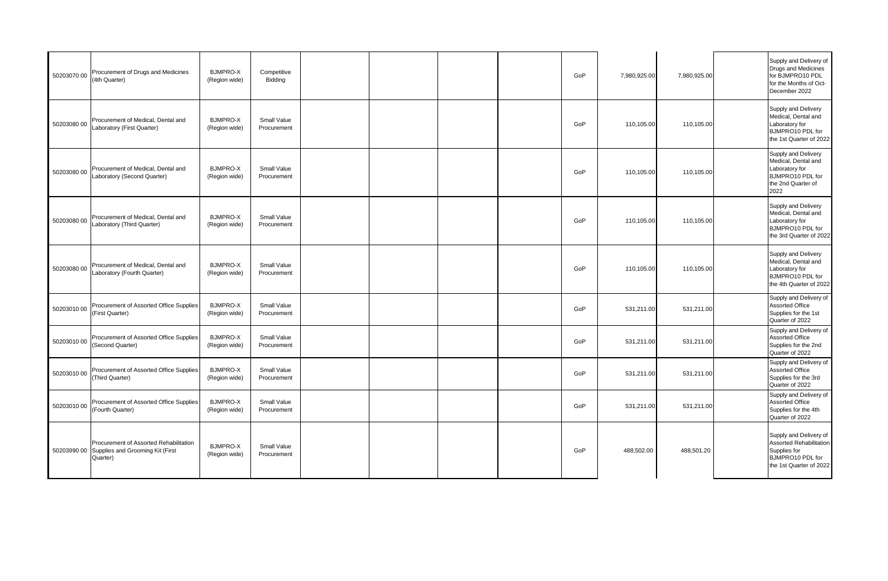| | | | | | | | | | | | | |
|---|---|---|---|---|---|---|---|---|---|---|---|---|
| 50203070 00 | Procurement of Drugs and Medicines (4th Quarter) | BJMPRO-X (Region wide) | Competitive Bidding | | | | | GoP | 7,980,925.00 | 7,980,925.00 | | Supply and Delivery of Drugs and Medicines for BJMPRO10 PDL for the Months of Oct-December 2022 |
| 50203080 00 | Procurement of Medical, Dental and Laboratory (First Quarter) | BJMPRO-X (Region wide) | Small Value Procurement | | | | | GoP | 110,105.00 | 110,105.00 | | Supply and Delivery Medical, Dental and Laboratory for BJMPRO10 PDL for the 1st Quarter of 2022 |
| 50203080 00 | Procurement of Medical, Dental and Laboratory (Second Quarter) | BJMPRO-X (Region wide) | Small Value Procurement | | | | | GoP | 110,105.00 | 110,105.00 | | Supply and Delivery Medical, Dental and Laboratory for BJMPRO10 PDL for the 2nd Quarter of 2022 |
| 50203080 00 | Procurement of Medical, Dental and Laboratory (Third Quarter) | BJMPRO-X (Region wide) | Small Value Procurement | | | | | GoP | 110,105.00 | 110,105.00 | | Supply and Delivery Medical, Dental and Laboratory for BJMPRO10 PDL for the 3rd Quarter of 2022 |
| 50203080 00 | Procurement of Medical, Dental and Laboratory (Fourth Quarter) | BJMPRO-X (Region wide) | Small Value Procurement | | | | | GoP | 110,105.00 | 110,105.00 | | Supply and Delivery Medical, Dental and Laboratory for BJMPRO10 PDL for the 4th Quarter of 2022 |
| 50203010 00 | Procurement of Assorted Office Supplies (First Quarter) | BJMPRO-X (Region wide) | Small Value Procurement | | | | | GoP | 531,211.00 | 531,211.00 | | Supply and Delivery of Assorted Office Supplies for the 1st Quarter of 2022 |
| 50203010 00 | Procurement of Assorted Office Supplies (Second Quarter) | BJMPRO-X (Region wide) | Small Value Procurement | | | | | GoP | 531,211.00 | 531,211.00 | | Supply and Delivery of Assorted Office Supplies for the 2nd Quarter of 2022 |
| 50203010 00 | Procurement of Assorted Office Supplies (Third Quarter) | BJMPRO-X (Region wide) | Small Value Procurement | | | | | GoP | 531,211.00 | 531,211.00 | | Supply and Delivery of Assorted Office Supplies for the 3rd Quarter of 2022 |
| 50203010 00 | Procurement of Assorted Office Supplies (Fourth Quarter) | BJMPRO-X (Region wide) | Small Value Procurement | | | | | GoP | 531,211.00 | 531,211.00 | | Supply and Delivery of Assorted Office Supplies for the 4th Quarter of 2022 |
| 50203990 00 | Procurement of Assorted Rehabilitation Supplies and Grooming Kit (First Quarter) | BJMPRO-X (Region wide) | Small Value Procurement | | | | | GoP | 488,502.00 | 488,501.20 | | Supply and Delivery of Assorted Rehabilitation Supplies for BJMPRO10 PDL for the 1st Quarter of 2022 |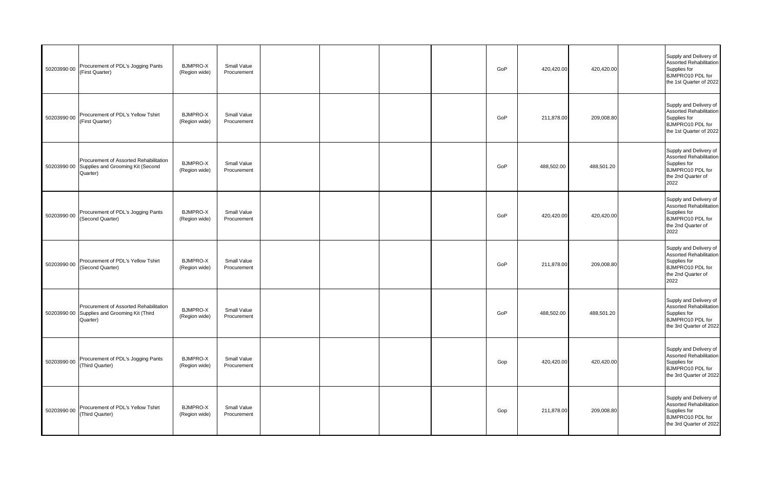| | | | | | | | | | | | | |
|---|---|---|---|---|---|---|---|---|---|---|---|---|
| 50203990 00 | Procurement of PDL's Jogging Pants (First Quarter) | BJMPRO-X (Region wide) | Small Value Procurement | | | | | GoP | 420,420.00 | 420,420.00 | | Supply and Delivery of Assorted Rehabilitation Supplies for BJMPRO10 PDL for the 1st Quarter of 2022 |
| 50203990 00 | Procurement of PDL's Yellow Tshirt (First Quarter) | BJMPRO-X (Region wide) | Small Value Procurement | | | | | GoP | 211,878.00 | 209,008.80 | | Supply and Delivery of Assorted Rehabilitation Supplies for BJMPRO10 PDL for the 1st Quarter of 2022 |
| 50203990 00 | Procurement of Assorted Rehabilitation Supplies and Grooming Kit (Second Quarter) | BJMPRO-X (Region wide) | Small Value Procurement | | | | | GoP | 488,502.00 | 488,501.20 | | Supply and Delivery of Assorted Rehabilitation Supplies for BJMPRO10 PDL for the 2nd Quarter of 2022 |
| 50203990 00 | Procurement of PDL's Jogging Pants (Second Quarter) | BJMPRO-X (Region wide) | Small Value Procurement | | | | | GoP | 420,420.00 | 420,420.00 | | Supply and Delivery of Assorted Rehabilitation Supplies for BJMPRO10 PDL for the 2nd Quarter of 2022 |
| 50203990 00 | Procurement of PDL's Yellow Tshirt (Second Quarter) | BJMPRO-X (Region wide) | Small Value Procurement | | | | | GoP | 211,878.00 | 209,008.80 | | Supply and Delivery of Assorted Rehabilitation Supplies for BJMPRO10 PDL for the 2nd Quarter of 2022 |
| 50203990 00 | Procurement of Assorted Rehabilitation Supplies and Grooming Kit (Third Quarter) | BJMPRO-X (Region wide) | Small Value Procurement | | | | | GoP | 488,502.00 | 488,501.20 | | Supply and Delivery of Assorted Rehabilitation Supplies for BJMPRO10 PDL for the 3rd Quarter of 2022 |
| 50203990 00 | Procurement of PDL's Jogging Pants (Third Quarter) | BJMPRO-X (Region wide) | Small Value Procurement | | | | | Gop | 420,420.00 | 420,420.00 | | Supply and Delivery of Assorted Rehabilitation Supplies for BJMPRO10 PDL for the 3rd Quarter of 2022 |
| 50203990 00 | Procurement of PDL's Yellow Tshirt (Third Quarter) | BJMPRO-X (Region wide) | Small Value Procurement | | | | | Gop | 211,878.00 | 209,008.80 | | Supply and Delivery of Assorted Rehabilitation Supplies for BJMPRO10 PDL for the 3rd Quarter of 2022 |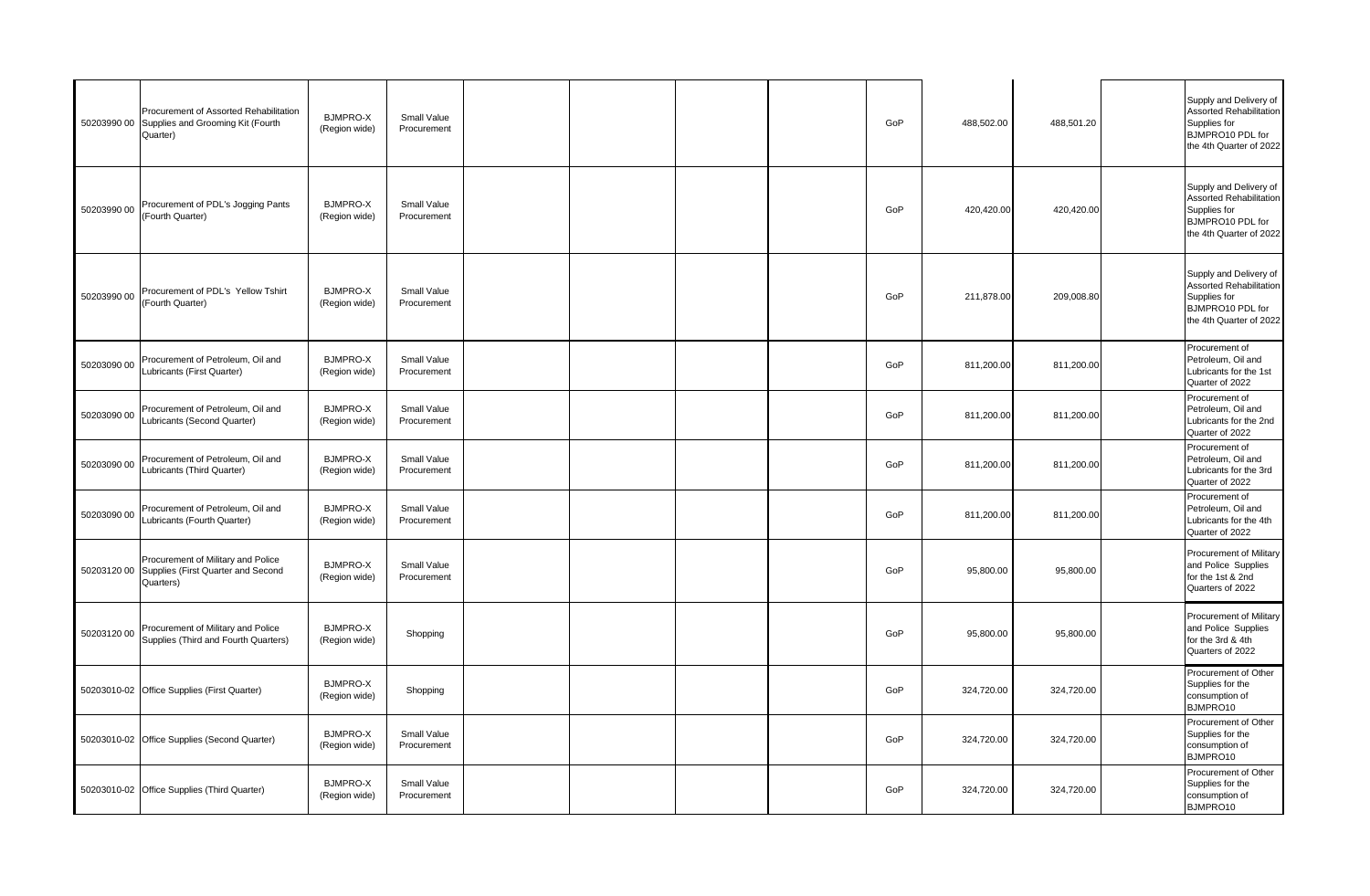| | | | | | | | | | | | | |
|---|---|---|---|---|---|---|---|---|---|---|---|---|
| 50203990 00 | Procurement of Assorted Rehabilitation Supplies and Grooming Kit (Fourth Quarter) | BJMPRO-X (Region wide) | Small Value Procurement | | | | | GoP | 488,502.00 | 488,501.20 | | Supply and Delivery of Assorted Rehabilitation Supplies for BJMPRO10 PDL for the 4th Quarter of 2022 |
| 50203990 00 | Procurement of PDL's Jogging Pants (Fourth Quarter) | BJMPRO-X (Region wide) | Small Value Procurement | | | | | GoP | 420,420.00 | 420,420.00 | | Supply and Delivery of Assorted Rehabilitation Supplies for BJMPRO10 PDL for the 4th Quarter of 2022 |
| 50203990 00 | Procurement of PDL's Yellow Tshirt (Fourth Quarter) | BJMPRO-X (Region wide) | Small Value Procurement | | | | | GoP | 211,878.00 | 209,008.80 | | Supply and Delivery of Assorted Rehabilitation Supplies for BJMPRO10 PDL for the 4th Quarter of 2022 |
| 50203090 00 | Procurement of Petroleum, Oil and Lubricants (First Quarter) | BJMPRO-X (Region wide) | Small Value Procurement | | | | | GoP | 811,200.00 | 811,200.00 | | Procurement of Petroleum, Oil and Lubricants for the 1st Quarter of 2022 |
| 50203090 00 | Procurement of Petroleum, Oil and Lubricants (Second Quarter) | BJMPRO-X (Region wide) | Small Value Procurement | | | | | GoP | 811,200.00 | 811,200.00 | | Procurement of Petroleum, Oil and Lubricants for the 2nd Quarter of 2022 |
| 50203090 00 | Procurement of Petroleum, Oil and Lubricants (Third Quarter) | BJMPRO-X (Region wide) | Small Value Procurement | | | | | GoP | 811,200.00 | 811,200.00 | | Procurement of Petroleum, Oil and Lubricants for the 3rd Quarter of 2022 |
| 50203090 00 | Procurement of Petroleum, Oil and Lubricants (Fourth Quarter) | BJMPRO-X (Region wide) | Small Value Procurement | | | | | GoP | 811,200.00 | 811,200.00 | | Procurement of Petroleum, Oil and Lubricants for the 4th Quarter of 2022 |
| 50203120 00 | Procurement of Military and Police Supplies (First Quarter and Second Quarters) | BJMPRO-X (Region wide) | Small Value Procurement | | | | | GoP | 95,800.00 | 95,800.00 | | Procurement of Military and Police Supplies for the 1st & 2nd Quarters of 2022 |
| 50203120 00 | Procurement of Military and Police Supplies (Third and Fourth Quarters) | BJMPRO-X (Region wide) | Shopping | | | | | GoP | 95,800.00 | 95,800.00 | | Procurement of Military and Police Supplies for the 3rd & 4th Quarters of 2022 |
| 50203010-02 | Office Supplies (First Quarter) | BJMPRO-X (Region wide) | Shopping | | | | | GoP | 324,720.00 | 324,720.00 | | Procurement of Other Supplies for the consumption of BJMPRO10 |
| 50203010-02 | Office Supplies (Second Quarter) | BJMPRO-X (Region wide) | Small Value Procurement | | | | | GoP | 324,720.00 | 324,720.00 | | Procurement of Other Supplies for the consumption of BJMPRO10 |
| 50203010-02 | Office Supplies (Third Quarter) | BJMPRO-X (Region wide) | Small Value Procurement | | | | | GoP | 324,720.00 | 324,720.00 | | Procurement of Other Supplies for the consumption of BJMPRO10 |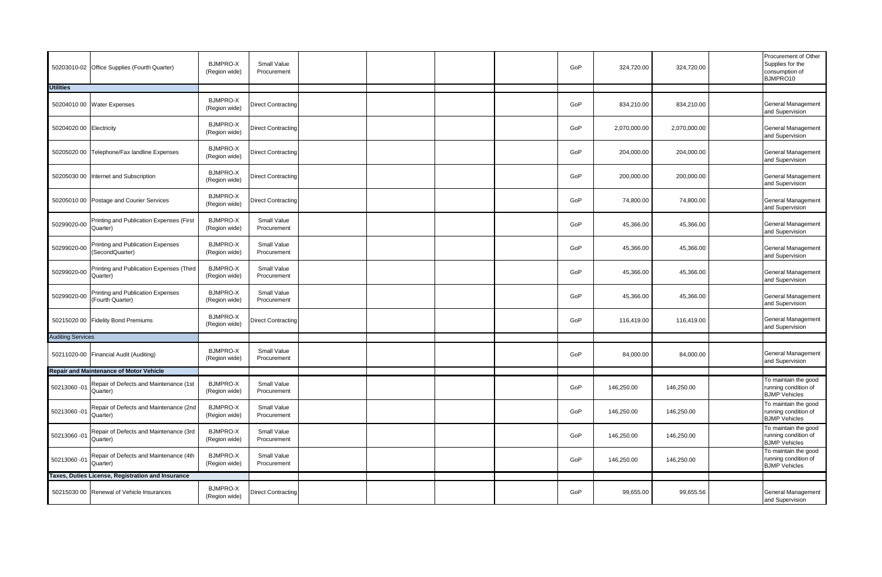| | | | | | | | | | | | | |
|---|---|---|---|---|---|---|---|---|---|---|---|---|
| 50203010-02 | Office Supplies (Fourth Quarter) | BJMPRO-X (Region wide) | Small Value Procurement | | | | | GoP | 324,720.00 | 324,720.00 | | Procurement of Other Supplies for the consumption of BJMPRO10 |
| **Utilities** | | | | | | | | | | | | |
| 50204010 00 | Water Expenses | BJMPRO-X (Region wide) | Direct Contracting | | | | | GoP | 834,210.00 | 834,210.00 | | General Management and Supervision |
| 50204020 00 | Electricity | BJMPRO-X (Region wide) | Direct Contracting | | | | | GoP | 2,070,000.00 | 2,070,000.00 | | General Management and Supervision |
| 50205020 00 | Telephone/Fax landline Expenses | BJMPRO-X (Region wide) | Direct Contracting | | | | | GoP | 204,000.00 | 204,000.00 | | General Management and Supervision |
| 50205030 00 | Internet and Subscription | BJMPRO-X (Region wide) | Direct Contracting | | | | | GoP | 200,000.00 | 200,000.00 | | General Management and Supervision |
| 50205010 00 | Postage and Courier Services | BJMPRO-X (Region wide) | Direct Contracting | | | | | GoP | 74,800.00 | 74,800.00 | | General Management and Supervision |
| 50299020-00 | Printing and Publication Expenses (First Quarter) | BJMPRO-X (Region wide) | Small Value Procurement | | | | | GoP | 45,366.00 | 45,366.00 | | General Management and Supervision |
| 50299020-00 | Printing and Publication Expenses (SecondQuarter) | BJMPRO-X (Region wide) | Small Value Procurement | | | | | GoP | 45,366.00 | 45,366.00 | | General Management and Supervision |
| 50299020-00 | Printing and Publication Expenses (Third Quarter) | BJMPRO-X (Region wide) | Small Value Procurement | | | | | GoP | 45,366.00 | 45,366.00 | | General Management and Supervision |
| 50299020-00 | Printing and Publication Expenses (Fourth Quarter) | BJMPRO-X (Region wide) | Small Value Procurement | | | | | GoP | 45,366.00 | 45,366.00 | | General Management and Supervision |
| 50215020 00 | Fidelity Bond Premiums | BJMPRO-X (Region wide) | Direct Contracting | | | | | GoP | 116,419.00 | 116,419.00 | | General Management and Supervision |
| **Auditing Services** | | | | | | | | | | | | |
| 50211020-00 | Financial Audit (Auditing) | BJMPRO-X (Region wide) | Small Value Procurement | | | | | GoP | 84,000.00 | 84,000.00 | | General Management and Supervision |
| **Repair and Maintenance of Motor Vehicle** | | | | | | | | | | | | |
| 50213060 -01 | Repair of Defects and Maintenance (1st Quarter) | BJMPRO-X (Region wide) | Small Value Procurement | | | | | GoP | 146,250.00 | 146,250.00 | | To maintain the good running condition of BJMP Vehicles |
| 50213060 -01 | Repair of Defects and Maintenance (2nd Quarter) | BJMPRO-X (Region wide) | Small Value Procurement | | | | | GoP | 146,250.00 | 146,250.00 | | To maintain the good running condition of BJMP Vehicles |
| 50213060 -01 | Repair of Defects and Maintenance (3rd Quarter) | BJMPRO-X (Region wide) | Small Value Procurement | | | | | GoP | 146,250.00 | 146,250.00 | | To maintain the good running condition of BJMP Vehicles |
| 50213060 -01 | Repair of Defects and Maintenance (4th Quarter) | BJMPRO-X (Region wide) | Small Value Procurement | | | | | GoP | 146,250.00 | 146,250.00 | | To maintain the good running condition of BJMP Vehicles |
| **Taxes, Duties License, Registration and Insurance** | | | | | | | | | | | | |
| 50215030 00 | Renewal of Vehicle Insurances | BJMPRO-X (Region wide) | Direct Contracting | | | | | GoP | 99,655.00 | 99,655.56 | | General Management and Supervision |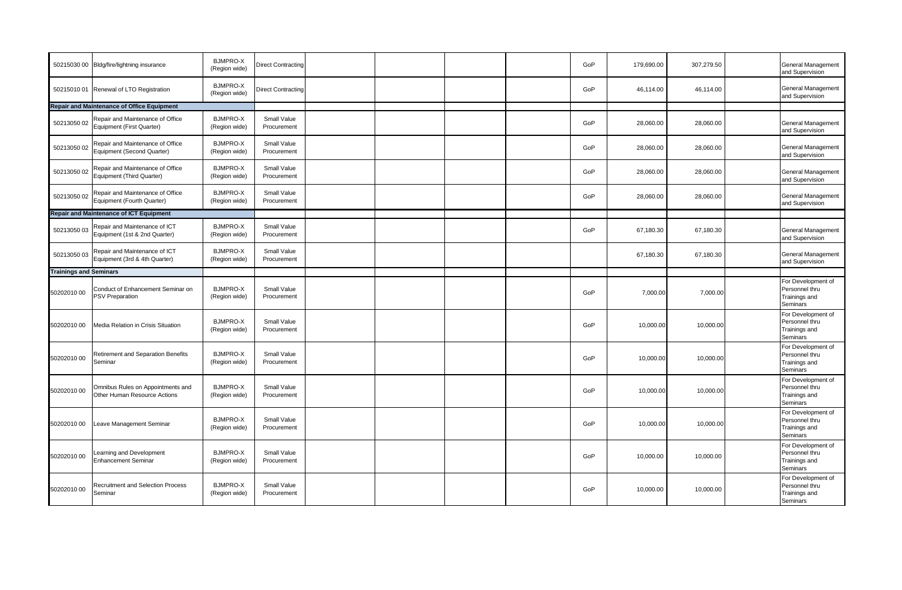|  |  |  |  |  |  |  |  |  |  |  |  |  |
|---|---|---|---|---|---|---|---|---|---|---|---|---|
| 50215030 00 | Bldg/fire/lightning insurance | BJMPRO-X (Region wide) | Direct Contracting |  |  |  |  | GoP | 179,690.00 | 307,279.50 |  | General Management and Supervision |
| 50215010 01 | Renewal of LTO Registration | BJMPRO-X (Region wide) | Direct Contracting |  |  |  |  | GoP | 46,114.00 | 46,114.00 |  | General Management and Supervision |
| **Repair and Maintenance of Office Equipment** |  |  |  |  |  |  |  |  |  |  |  |  |
| 50213050 02 | Repair and Maintenance of Office Equipment (First Quarter) | BJMPRO-X (Region wide) | Small Value Procurement |  |  |  |  | GoP | 28,060.00 | 28,060.00 |  | General Management and Supervision |
| 50213050 02 | Repair and Maintenance of Office Equipment (Second Quarter) | BJMPRO-X (Region wide) | Small Value Procurement |  |  |  |  | GoP | 28,060.00 | 28,060.00 |  | General Management and Supervision |
| 50213050 02 | Repair and Maintenance of Office Equipment (Third Quarter) | BJMPRO-X (Region wide) | Small Value Procurement |  |  |  |  | GoP | 28,060.00 | 28,060.00 |  | General Management and Supervision |
| 50213050 02 | Repair and Maintenance of Office Equipment (Fourth Quarter) | BJMPRO-X (Region wide) | Small Value Procurement |  |  |  |  | GoP | 28,060.00 | 28,060.00 |  | General Management and Supervision |
| **Repair and Maintenance of ICT Equipment** |  |  |  |  |  |  |  |  |  |  |  |  |
| 50213050 03 | Repair and Maintenance of ICT Equipment (1st & 2nd Quarter) | BJMPRO-X (Region wide) | Small Value Procurement |  |  |  |  | GoP | 67,180.30 | 67,180.30 |  | General Management and Supervision |
| 50213050 03 | Repair and Maintenance of ICT Equipment (3rd & 4th Quarter) | BJMPRO-X (Region wide) | Small Value Procurement |  |  |  |  |  | 67,180.30 | 67,180.30 |  | General Management and Supervision |
| **Trainings and Seminars** |  |  |  |  |  |  |  |  |  |  |  |  |
| 50202010 00 | Conduct of Enhancement Seminar on PSV Preparation | BJMPRO-X (Region wide) | Small Value Procurement |  |  |  |  | GoP | 7,000.00 | 7,000.00 |  | For Development of Personnel thru Trainings and Seminars |
| 50202010 00 | Media Relation in Crisis Situation | BJMPRO-X (Region wide) | Small Value Procurement |  |  |  |  | GoP | 10,000.00 | 10,000.00 |  | For Development of Personnel thru Trainings and Seminars |
| 50202010 00 | Retirement and Separation Benefits Seminar | BJMPRO-X (Region wide) | Small Value Procurement |  |  |  |  | GoP | 10,000.00 | 10,000.00 |  | For Development of Personnel thru Trainings and Seminars |
| 50202010 00 | Omnibus Rules on Appointments and Other Human Resource Actions | BJMPRO-X (Region wide) | Small Value Procurement |  |  |  |  | GoP | 10,000.00 | 10,000.00 |  | For Development of Personnel thru Trainings and Seminars |
| 50202010 00 | Leave Management Seminar | BJMPRO-X (Region wide) | Small Value Procurement |  |  |  |  | GoP | 10,000.00 | 10,000.00 |  | For Development of Personnel thru Trainings and Seminars |
| 50202010 00 | Learning and Development Enhancement Seminar | BJMPRO-X (Region wide) | Small Value Procurement |  |  |  |  | GoP | 10,000.00 | 10,000.00 |  | For Development of Personnel thru Trainings and Seminars |
| 50202010 00 | Recruitment and Selection Process Seminar | BJMPRO-X (Region wide) | Small Value Procurement |  |  |  |  | GoP | 10,000.00 | 10,000.00 |  | For Development of Personnel thru Trainings and Seminars |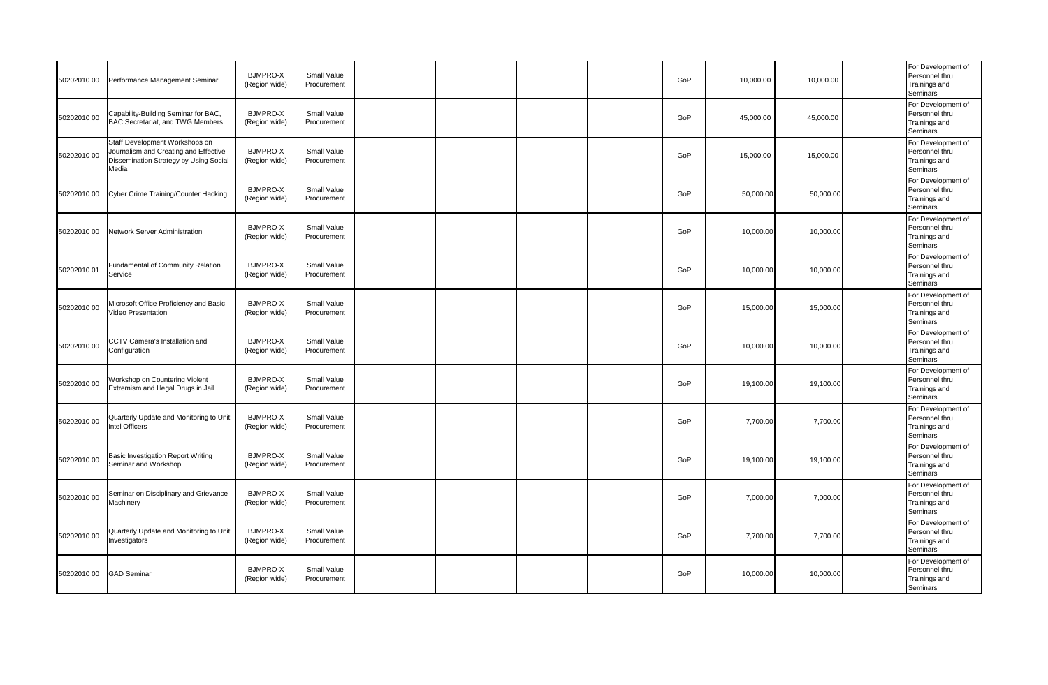| | | | | | | | | | | | | |
|---|---|---|---|---|---|---|---|---|---|---|---|---|
| 50202010 00 | Performance Management Seminar | BJMPRO-X (Region wide) | Small Value Procurement | | | | | GoP | 10,000.00 | 10,000.00 | | For Development of Personnel thru Trainings and Seminars |
| 50202010 00 | Capability-Building Seminar for BAC, BAC Secretariat, and TWG Members | BJMPRO-X (Region wide) | Small Value Procurement | | | | | GoP | 45,000.00 | 45,000.00 | | For Development of Personnel thru Trainings and Seminars |
| 50202010 00 | Staff Development Workshops on Journalism and Creating and Effective Dissemination Strategy by Using Social Media | BJMPRO-X (Region wide) | Small Value Procurement | | | | | GoP | 15,000.00 | 15,000.00 | | For Development of Personnel thru Trainings and Seminars |
| 50202010 00 | Cyber Crime Training/Counter Hacking | BJMPRO-X (Region wide) | Small Value Procurement | | | | | GoP | 50,000.00 | 50,000.00 | | For Development of Personnel thru Trainings and Seminars |
| 50202010 00 | Network Server Administration | BJMPRO-X (Region wide) | Small Value Procurement | | | | | GoP | 10,000.00 | 10,000.00 | | For Development of Personnel thru Trainings and Seminars |
| 50202010 01 | Fundamental of Community Relation Service | BJMPRO-X (Region wide) | Small Value Procurement | | | | | GoP | 10,000.00 | 10,000.00 | | For Development of Personnel thru Trainings and Seminars |
| 50202010 00 | Microsoft Office Proficiency and Basic Video Presentation | BJMPRO-X (Region wide) | Small Value Procurement | | | | | GoP | 15,000.00 | 15,000.00 | | For Development of Personnel thru Trainings and Seminars |
| 50202010 00 | CCTV Camera's Installation and Configuration | BJMPRO-X (Region wide) | Small Value Procurement | | | | | GoP | 10,000.00 | 10,000.00 | | For Development of Personnel thru Trainings and Seminars |
| 50202010 00 | Workshop on Countering Violent Extremism and Illegal Drugs in Jail | BJMPRO-X (Region wide) | Small Value Procurement | | | | | GoP | 19,100.00 | 19,100.00 | | For Development of Personnel thru Trainings and Seminars |
| 50202010 00 | Quarterly Update and Monitoring to Unit Intel Officers | BJMPRO-X (Region wide) | Small Value Procurement | | | | | GoP | 7,700.00 | 7,700.00 | | For Development of Personnel thru Trainings and Seminars |
| 50202010 00 | Basic Investigation Report Writing Seminar and Workshop | BJMPRO-X (Region wide) | Small Value Procurement | | | | | GoP | 19,100.00 | 19,100.00 | | For Development of Personnel thru Trainings and Seminars |
| 50202010 00 | Seminar on Disciplinary and Grievance Machinery | BJMPRO-X (Region wide) | Small Value Procurement | | | | | GoP | 7,000.00 | 7,000.00 | | For Development of Personnel thru Trainings and Seminars |
| 50202010 00 | Quarterly Update and Monitoring to Unit Investigators | BJMPRO-X (Region wide) | Small Value Procurement | | | | | GoP | 7,700.00 | 7,700.00 | | For Development of Personnel thru Trainings and Seminars |
| 50202010 00 | GAD Seminar | BJMPRO-X (Region wide) | Small Value Procurement | | | | | GoP | 10,000.00 | 10,000.00 | | For Development of Personnel thru Trainings and Seminars |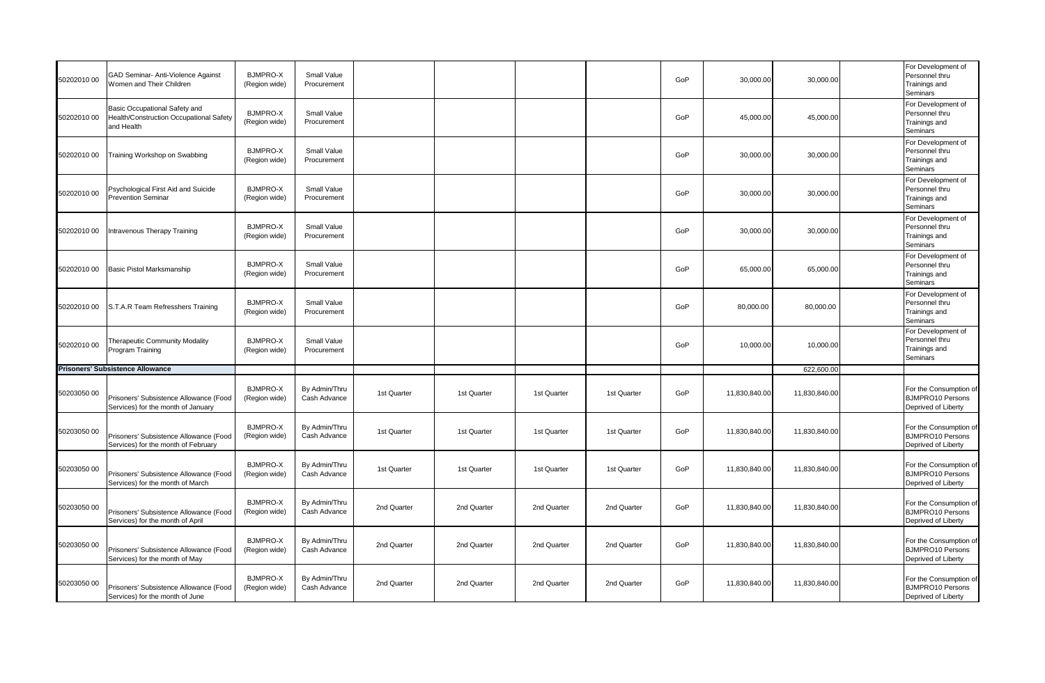| | | | | | | | | | | | | |
|---|---|---|---|---|---|---|---|---|---|---|---|---|
| 50202010 00 | GAD Seminar- Anti-Violence Against Women and Their Children | BJMPRO-X (Region wide) | Small Value Procurement | | | | | GoP | 30,000.00 | 30,000.00 | | For Development of Personnel thru Trainings and Seminars |
| 50202010 00 | Basic Occupational Safety and Health/Construction Occupational Safety and Health | BJMPRO-X (Region wide) | Small Value Procurement | | | | | GoP | 45,000.00 | 45,000.00 | | For Development of Personnel thru Trainings and Seminars |
| 50202010 00 | Training Workshop on Swabbing | BJMPRO-X (Region wide) | Small Value Procurement | | | | | GoP | 30,000.00 | 30,000.00 | | For Development of Personnel thru Trainings and Seminars |
| 50202010 00 | Psychological First Aid and Suicide Prevention Seminar | BJMPRO-X (Region wide) | Small Value Procurement | | | | | GoP | 30,000.00 | 30,000.00 | | For Development of Personnel thru Trainings and Seminars |
| 50202010 00 | Intravenous Therapy Training | BJMPRO-X (Region wide) | Small Value Procurement | | | | | GoP | 30,000.00 | 30,000.00 | | For Development of Personnel thru Trainings and Seminars |
| 50202010 00 | Basic Pistol Marksmanship | BJMPRO-X (Region wide) | Small Value Procurement | | | | | GoP | 65,000.00 | 65,000.00 | | For Development of Personnel thru Trainings and Seminars |
| 50202010 00 | S.T.A.R Team Refresshers Training | BJMPRO-X (Region wide) | Small Value Procurement | | | | | GoP | 80,000.00 | 80,000.00 | | For Development of Personnel thru Trainings and Seminars |
| 50202010 00 | Therapeutic Community Modality Program Training | BJMPRO-X (Region wide) | Small Value Procurement | | | | | GoP | 10,000.00 | 10,000.00 | | For Development of Personnel thru Trainings and Seminars |
| **Prisoners' Subsistence Allowance** | | | | | | | | | | 622,600.00 | | |
| 50203050 00 | Prisoners' Subsistence Allowance (Food Services) for the month of January | BJMPRO-X (Region wide) | By Admin/Thru Cash Advance | 1st Quarter | 1st Quarter | 1st Quarter | 1st Quarter | GoP | 11,830,840.00 | 11,830,840.00 | | For the Consumption of BJMPRO10 Persons Deprived of Liberty |
| 50203050 00 | Prisoners' Subsistence Allowance (Food Services) for the month of February | BJMPRO-X (Region wide) | By Admin/Thru Cash Advance | 1st Quarter | 1st Quarter | 1st Quarter | 1st Quarter | GoP | 11,830,840.00 | 11,830,840.00 | | For the Consumption of BJMPRO10 Persons Deprived of Liberty |
| 50203050 00 | Prisoners' Subsistence Allowance (Food Services) for the month of March | BJMPRO-X (Region wide) | By Admin/Thru Cash Advance | 1st Quarter | 1st Quarter | 1st Quarter | 1st Quarter | GoP | 11,830,840.00 | 11,830,840.00 | | For the Consumption of BJMPRO10 Persons Deprived of Liberty |
| 50203050 00 | Prisoners' Subsistence Allowance (Food Services) for the month of April | BJMPRO-X (Region wide) | By Admin/Thru Cash Advance | 2nd Quarter | 2nd Quarter | 2nd Quarter | 2nd Quarter | GoP | 11,830,840.00 | 11,830,840.00 | | For the Consumption of BJMPRO10 Persons Deprived of Liberty |
| 50203050 00 | Prisoners' Subsistence Allowance (Food Services) for the month of May | BJMPRO-X (Region wide) | By Admin/Thru Cash Advance | 2nd Quarter | 2nd Quarter | 2nd Quarter | 2nd Quarter | GoP | 11,830,840.00 | 11,830,840.00 | | For the Consumption of BJMPRO10 Persons Deprived of Liberty |
| 50203050 00 | Prisoners' Subsistence Allowance (Food Services) for the month of June | BJMPRO-X (Region wide) | By Admin/Thru Cash Advance | 2nd Quarter | 2nd Quarter | 2nd Quarter | 2nd Quarter | GoP | 11,830,840.00 | 11,830,840.00 | | For the Consumption of BJMPRO10 Persons Deprived of Liberty |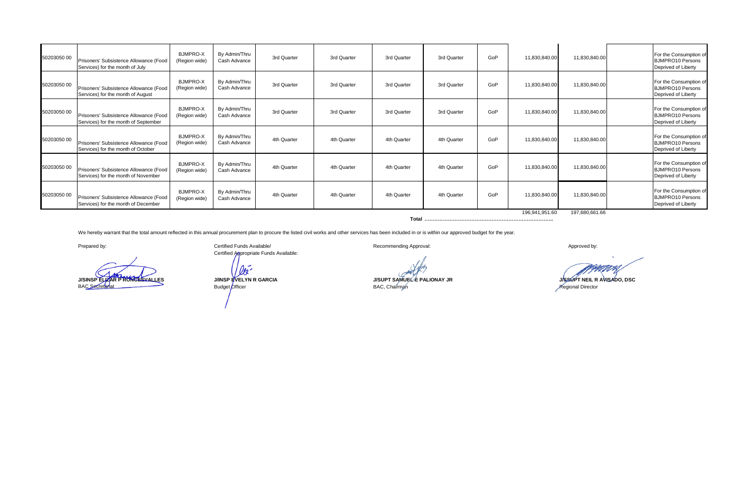| | | | | | | | | | | | | |
|---|---|---|---|---|---|---|---|---|---|---|---|---|
| 50203050 00 | Prisoners' Subsistence Allowance (Food Services) for the month of July | BJMPRO-X (Region wide) | By Admin/Thru Cash Advance | 3rd Quarter | 3rd Quarter | 3rd Quarter | 3rd Quarter | GoP | 11,830,840.00 | 11,830,840.00 | | For the Consumption of BJMPRO10 Persons Deprived of Liberty |
| 50203050 00 | Prisoners' Subsistence Allowance (Food Services) for the month of August | BJMPRO-X (Region wide) | By Admin/Thru Cash Advance | 3rd Quarter | 3rd Quarter | 3rd Quarter | 3rd Quarter | GoP | 11,830,840.00 | 11,830,840.00 | | For the Consumption of BJMPRO10 Persons Deprived of Liberty |
| 50203050 00 | Prisoners' Subsistence Allowance (Food Services) for the month of September | BJMPRO-X (Region wide) | By Admin/Thru Cash Advance | 3rd Quarter | 3rd Quarter | 3rd Quarter | 3rd Quarter | GoP | 11,830,840.00 | 11,830,840.00 | | For the Consumption of BJMPRO10 Persons Deprived of Liberty |
| 50203050 00 | Prisoners' Subsistence Allowance (Food Services) for the month of October | BJMPRO-X (Region wide) | By Admin/Thru Cash Advance | 4th Quarter | 4th Quarter | 4th Quarter | 4th Quarter | GoP | 11,830,840.00 | 11,830,840.00 | | For the Consumption of BJMPRO10 Persons Deprived of Liberty |
| 50203050 00 | Prisoners' Subsistence Allowance (Food Services) for the month of November | BJMPRO-X (Region wide) | By Admin/Thru Cash Advance | 4th Quarter | 4th Quarter | 4th Quarter | 4th Quarter | GoP | 11,830,840.00 | 11,830,840.00 | | For the Consumption of BJMPRO10 Persons Deprived of Liberty |
| 50203050 00 | Prisoners' Subsistence Allowance (Food Services) for the month of December | BJMPRO-X (Region wide) | By Admin/Thru Cash Advance | 4th Quarter | 4th Quarter | 4th Quarter | 4th Quarter | GoP | 11,830,840.00 | 11,830,840.00 | | For the Consumption of BJMPRO10 Persons Deprived of Liberty |
| | | | | | | | **Total** ………………………………………………………………….. | | 196,941,951.60 | 197,680,661.66 | | |

We hereby warrant that the total amount reflected in this annual procurement plan to procure the listed civil works and other services has been included in or is within our approved budget for the year.

Prepared by:

**J/SINSP ELIZAR P RONCESVALLES**
BAC Secretariat

Certified Funds Available/
Certified Appropriate Funds Available:

**J/INSP EVELYN R GARCIA**
Budget Officer

Recommending Approval:

**J/SUPT SAMUEL E PALIONAY JR**
BAC, Chairman

Approved by:

**J/SSUPT NEIL R AVISADO, DSC**
Regional Director